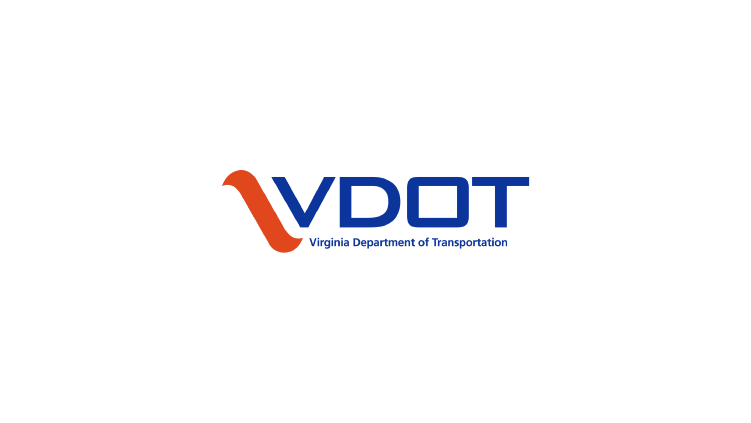# VDOT

Virginia Department of Transportation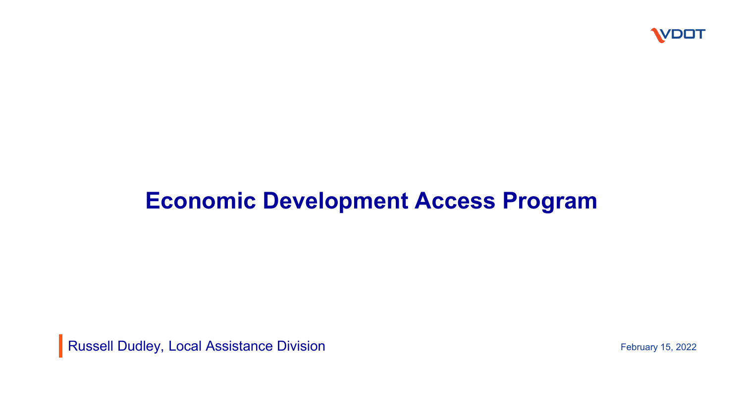# Economic Development Access Program

Russell Dudley, Local Assistance Division

February 15, 2022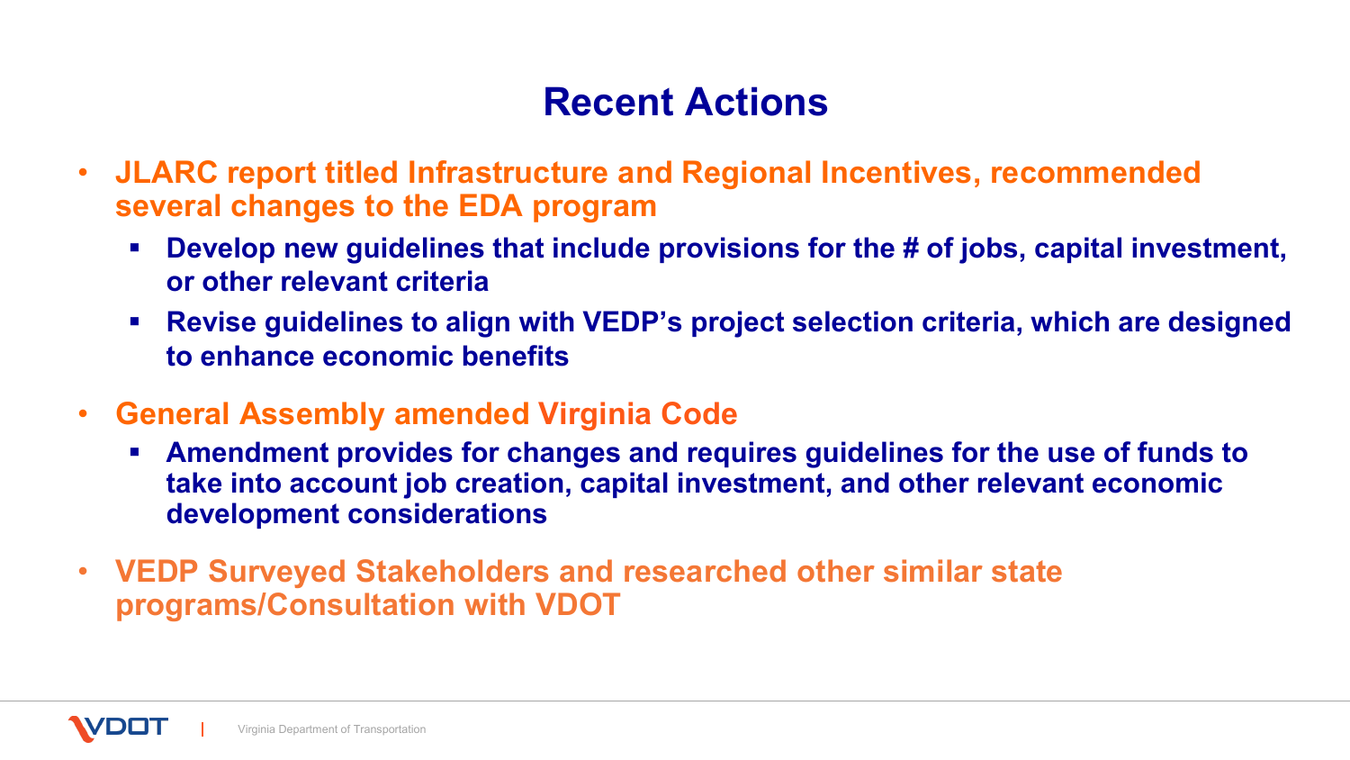# Recent Actions

- **JLARC report titled Infrastructure and Regional Incentives, recommended several changes to the EDA program**
  - **Develop new guidelines that include provisions for the # of jobs, capital investment, or other relevant criteria**
  - **Revise guidelines to align with VEDP's project selection criteria, which are designed to enhance economic benefits**
- **General Assembly amended Virginia Code**
  - **Amendment provides for changes and requires guidelines for the use of funds to take into account job creation, capital investment, and other relevant economic development considerations**
- **VEDP Surveyed Stakeholders and researched other similar state programs/Consultation with VDOT**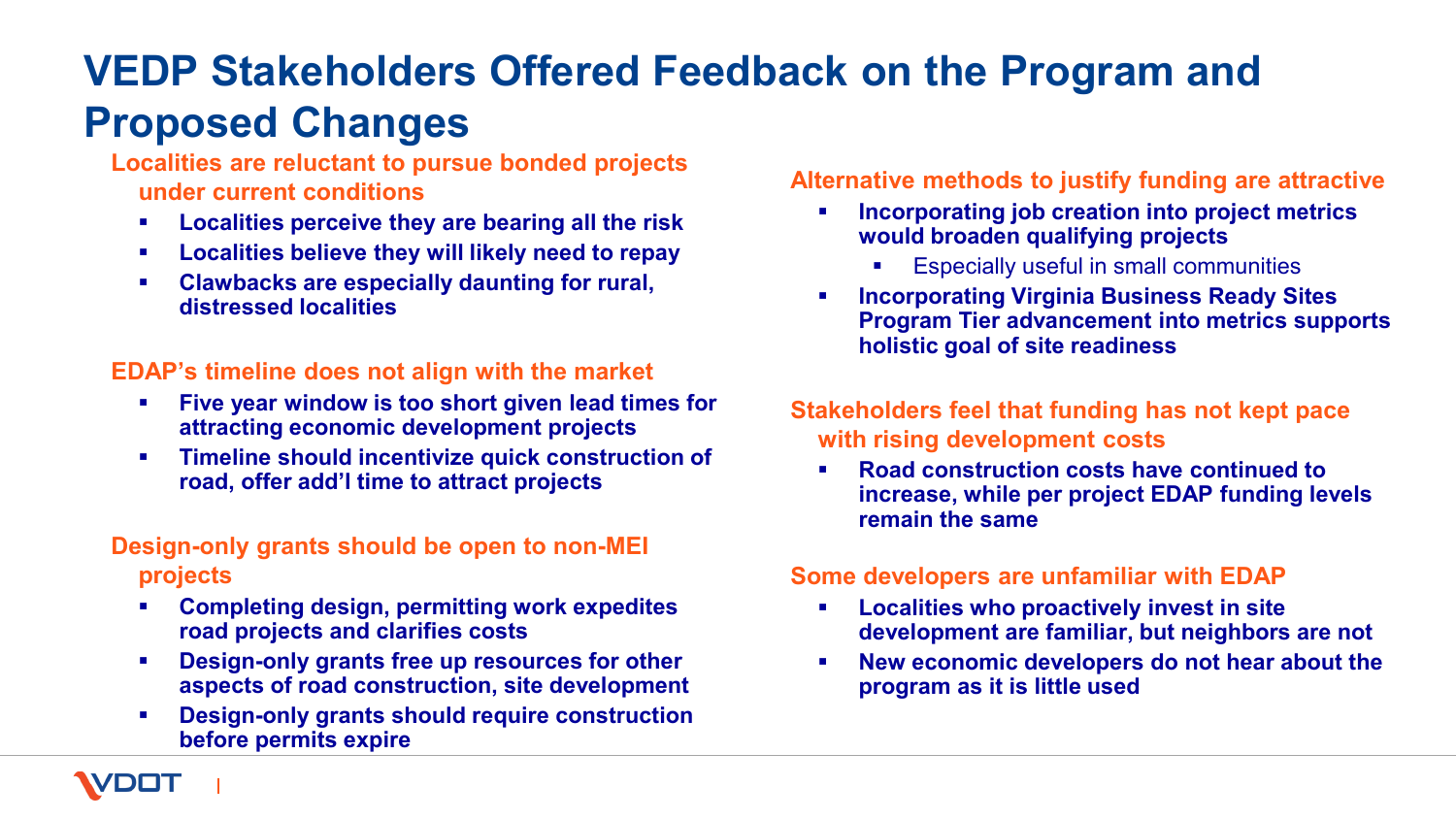# VEDP Stakeholders Offered Feedback on the Program and Proposed Changes

### Localities are reluctant to pursue bonded projects under current conditions

- **Localities perceive they are bearing all the risk**
- **Localities believe they will likely need to repay**
- **Clawbacks are especially daunting for rural, distressed localities**

### EDAP's timeline does not align with the market

- **Five year window is too short given lead times for attracting economic development projects**
- **Timeline should incentivize quick construction of road, offer add'l time to attract projects**

### Design-only grants should be open to non-MEI projects

- **Completing design, permitting work expedites road projects and clarifies costs**
- **Design-only grants free up resources for other aspects of road construction, site development**
- **Design-only grants should require construction before permits expire**

### Alternative methods to justify funding are attractive

- **Incorporating job creation into project metrics would broaden qualifying projects**
  - Especially useful in small communities
- **Incorporating Virginia Business Ready Sites Program Tier advancement into metrics supports holistic goal of site readiness**

### Stakeholders feel that funding has not kept pace with rising development costs

- **Road construction costs have continued to increase, while per project EDAP funding levels remain the same**

### Some developers are unfamiliar with EDAP

- **Localities who proactively invest in site development are familiar, but neighbors are not**
- **New economic developers do not hear about the program as it is little used**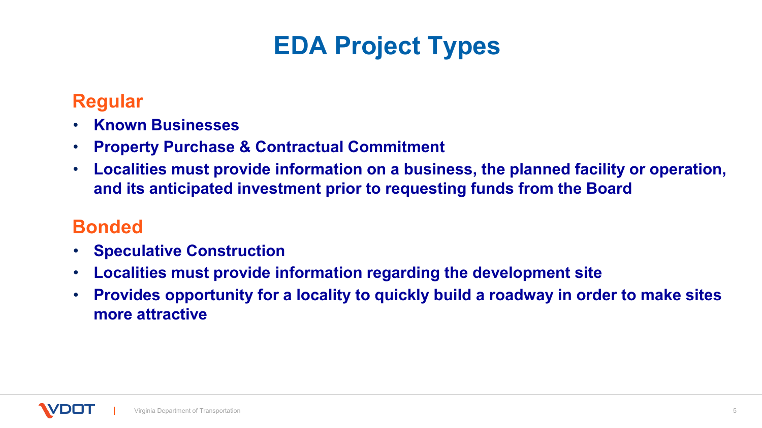# EDA Project Types

## Regular

- **Known Businesses**
- **Property Purchase & Contractual Commitment**
- **Localities must provide information on a business, the planned facility or operation, and its anticipated investment prior to requesting funds from the Board**

## Bonded

- **Speculative Construction**
- **Localities must provide information regarding the development site**
- **Provides opportunity for a locality to quickly build a roadway in order to make sites more attractive**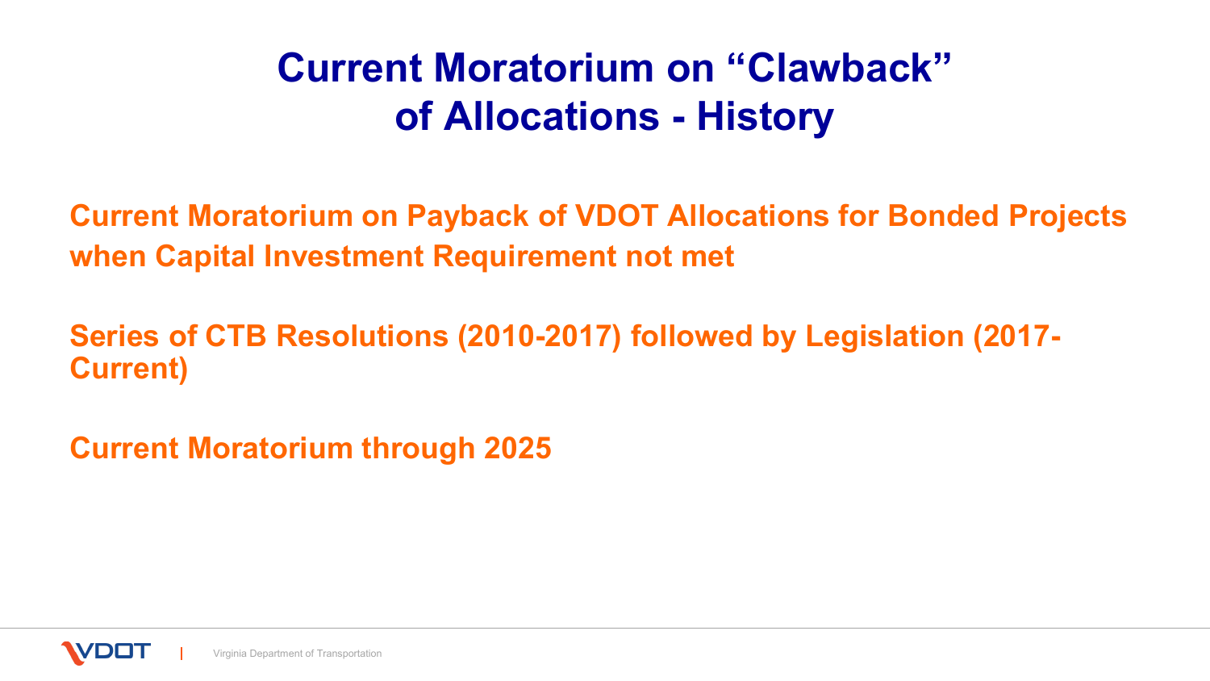# Current Moratorium on "Clawback" of Allocations - History

**Current Moratorium on Payback of VDOT Allocations for Bonded Projects when Capital Investment Requirement not met**

**Series of CTB Resolutions (2010-2017) followed by Legislation (2017-Current)**

**Current Moratorium through 2025**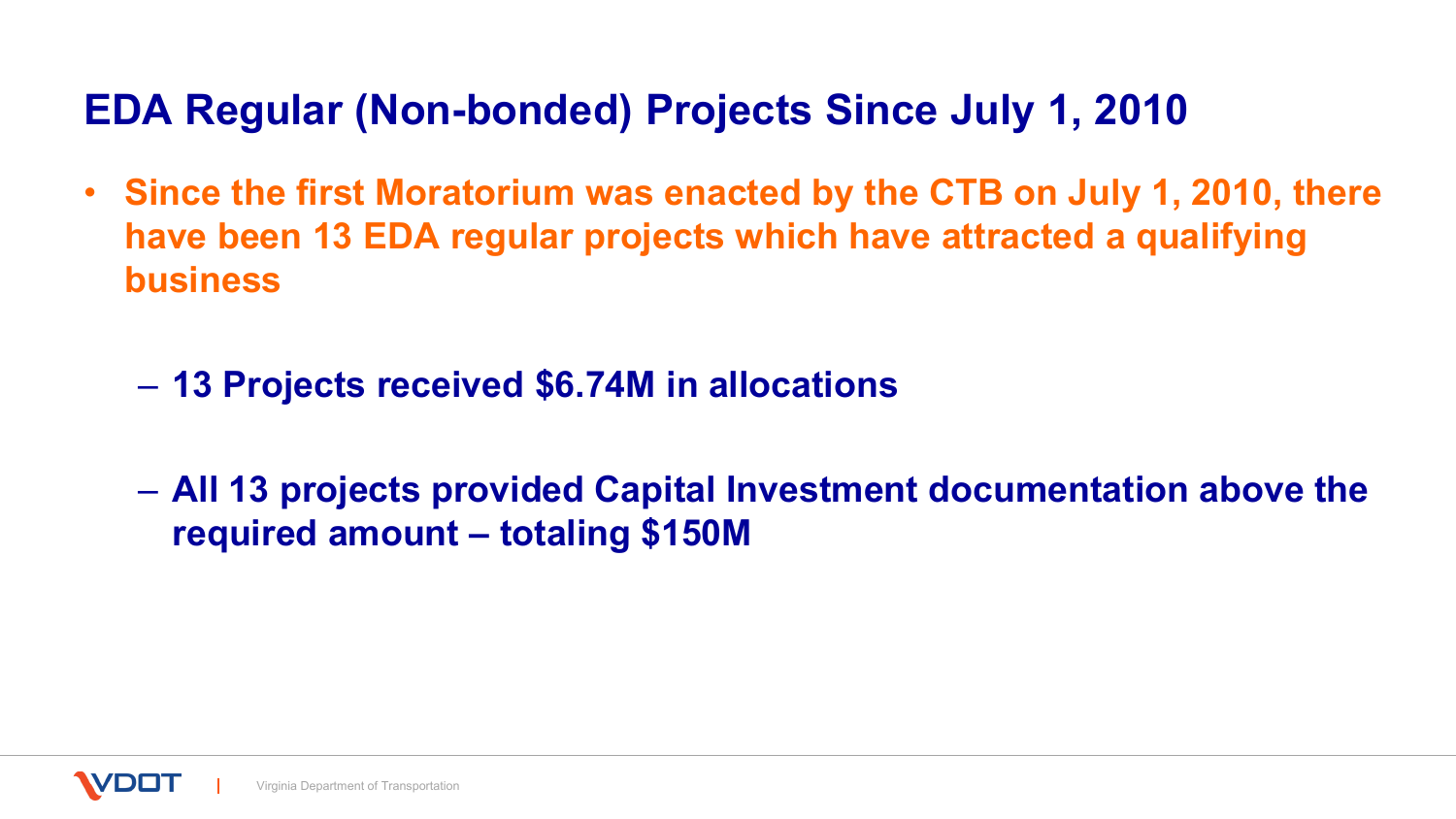# EDA Regular (Non-bonded) Projects Since July 1, 2010

- **Since the first Moratorium was enacted by the CTB on July 1, 2010, there have been 13 EDA regular projects which have attracted a qualifying business**
  - **13 Projects received $6.74M in allocations**
  - **All 13 projects provided Capital Investment documentation above the required amount – totaling $150M**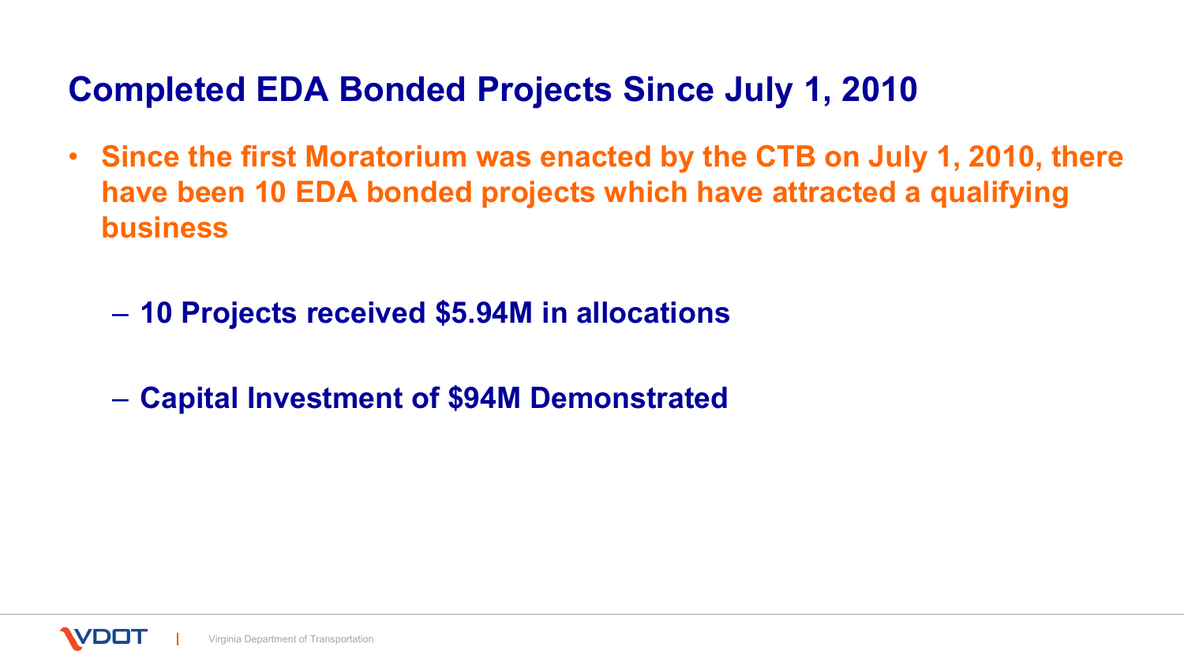## Completed EDA Bonded Projects Since July 1, 2010

- **Since the first Moratorium was enacted by the CTB on July 1, 2010, there have been 10 EDA bonded projects which have attracted a qualifying business**
  - **10 Projects received $5.94M in allocations**
  - **Capital Investment of $94M Demonstrated**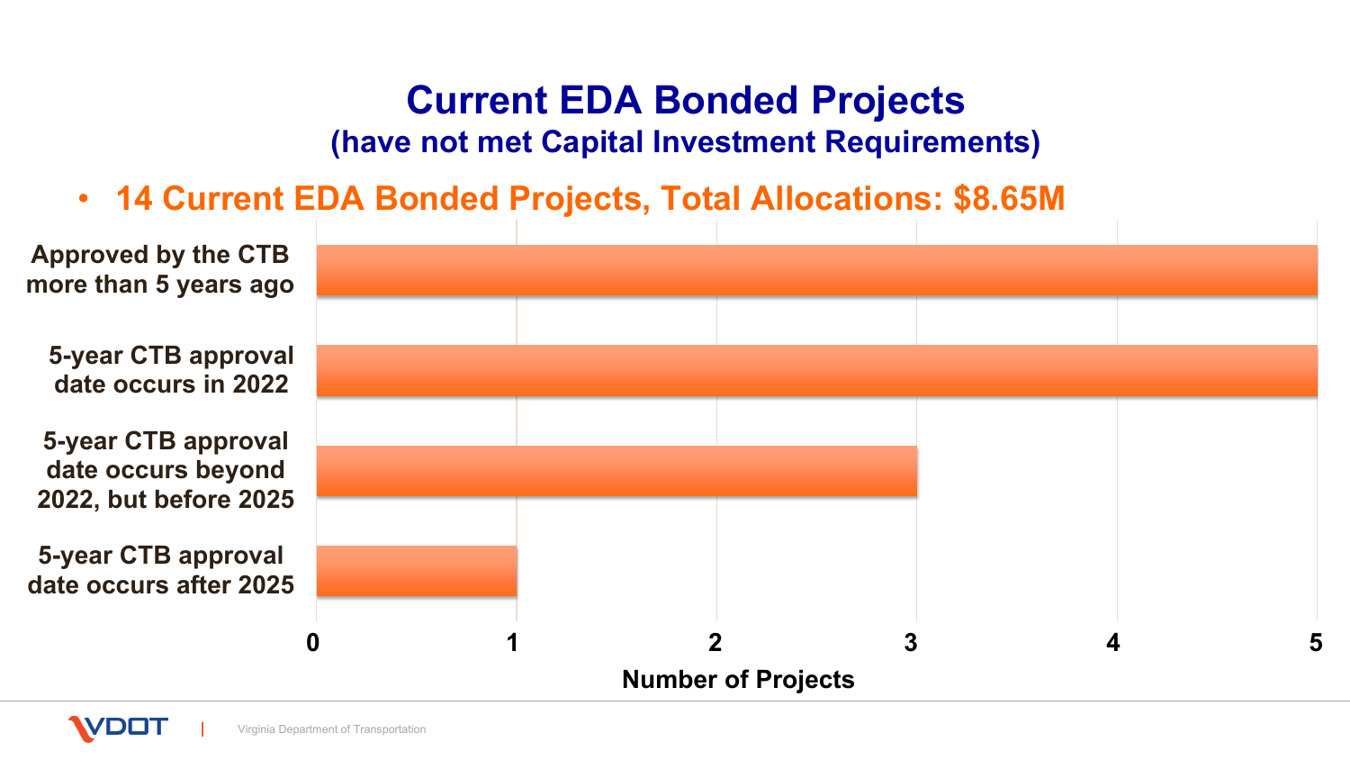# Current EDA Bonded Projects

## (have not met Capital Investment Requirements)

- **14 Current EDA Bonded Projects, Total Allocations: $8.65M**

| Category | Number of Projects |
| --- | --- |
| Approved by the CTB more than 5 years ago | 5 |
| 5-year CTB approval date occurs in 2022 | 5 |
| 5-year CTB approval date occurs beyond 2022, but before 2025 | 3 |
| 5-year CTB approval date occurs after 2025 | 1 |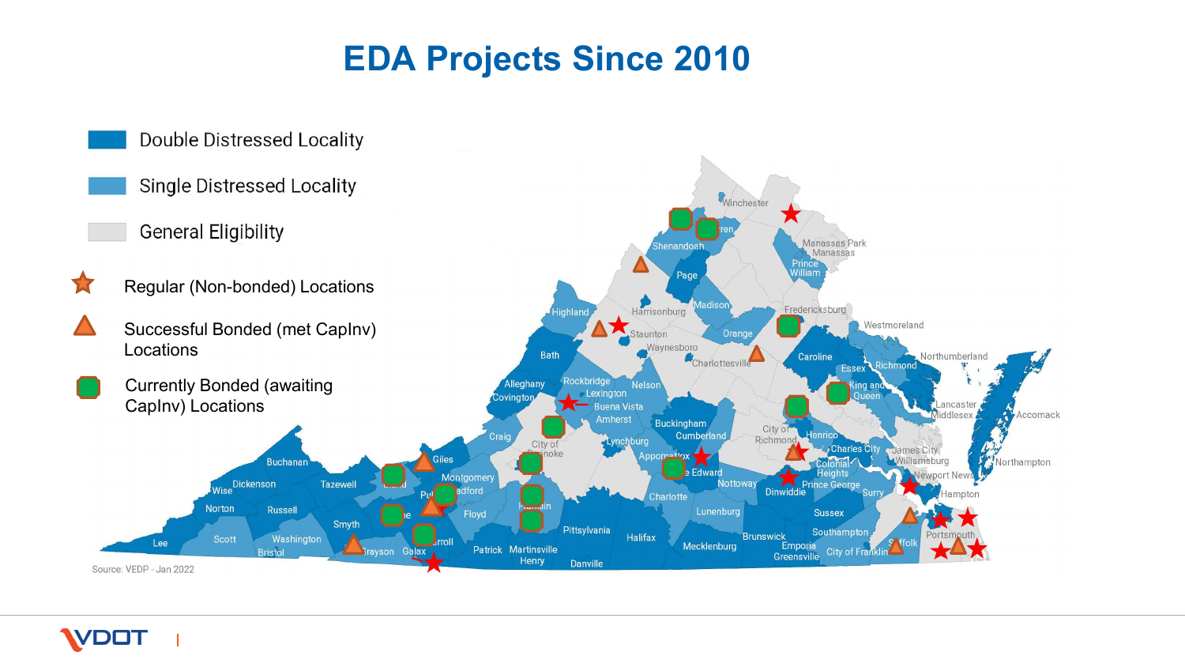# EDA Projects Since 2010

- Double Distressed Locality
- Single Distressed Locality
- General Eligibility
- Regular (Non-bonded) Locations
- Successful Bonded (met CapInv) Locations
- Currently Bonded (awaiting CapInv) Locations

Source: VEDP - Jan 2022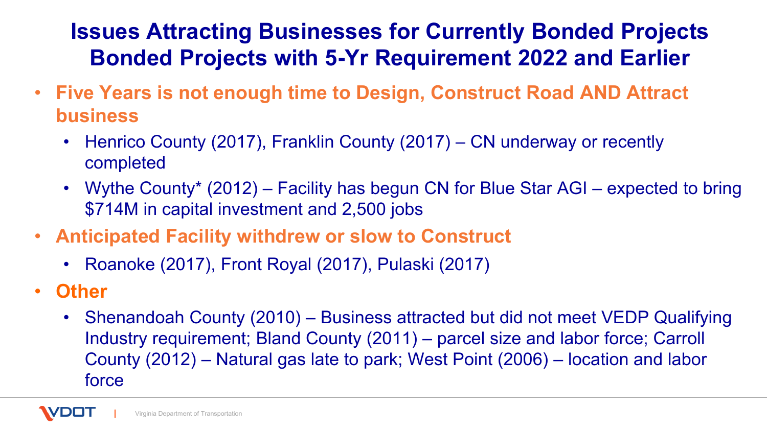# Issues Attracting Businesses for Currently Bonded Projects Bonded Projects with 5-Yr Requirement 2022 and Earlier

- **Five Years is not enough time to Design, Construct Road AND Attract business**
  - Henrico County (2017), Franklin County (2017) – CN underway or recently completed
  - Wythe County* (2012) – Facility has begun CN for Blue Star AGI – expected to bring $714M in capital investment and 2,500 jobs
- **Anticipated Facility withdrew or slow to Construct**
  - Roanoke (2017), Front Royal (2017), Pulaski (2017)
- **Other**
  - Shenandoah County (2010) – Business attracted but did not meet VEDP Qualifying Industry requirement; Bland County (2011) – parcel size and labor force; Carroll County (2012) – Natural gas late to park; West Point (2006) – location and labor force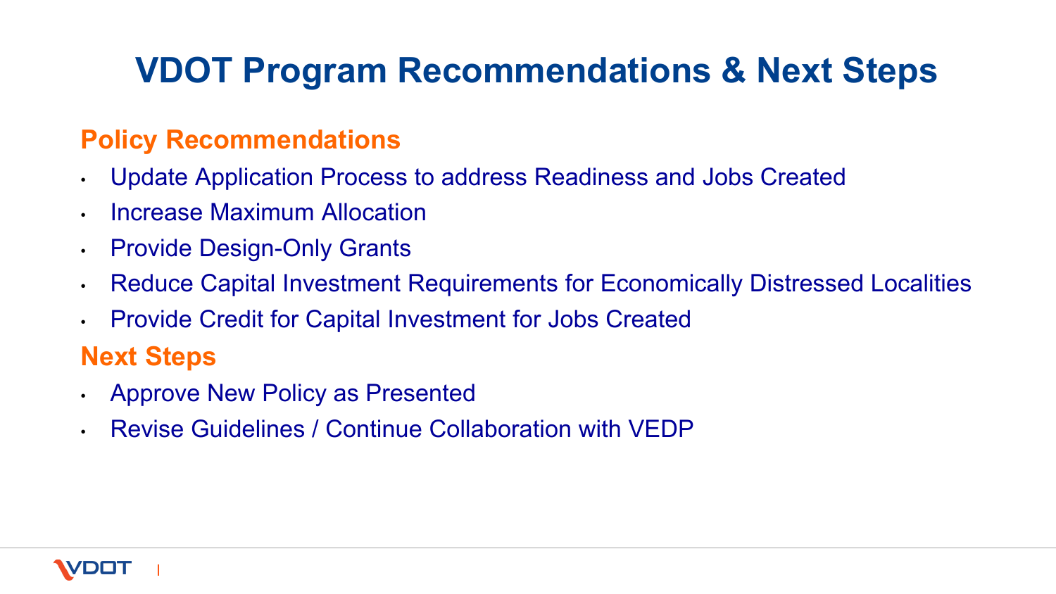# VDOT Program Recommendations & Next Steps

## Policy Recommendations

- Update Application Process to address Readiness and Jobs Created
- Increase Maximum Allocation
- Provide Design-Only Grants
- Reduce Capital Investment Requirements for Economically Distressed Localities
- Provide Credit for Capital Investment for Jobs Created

## Next Steps

- Approve New Policy as Presented
- Revise Guidelines / Continue Collaboration with VEDP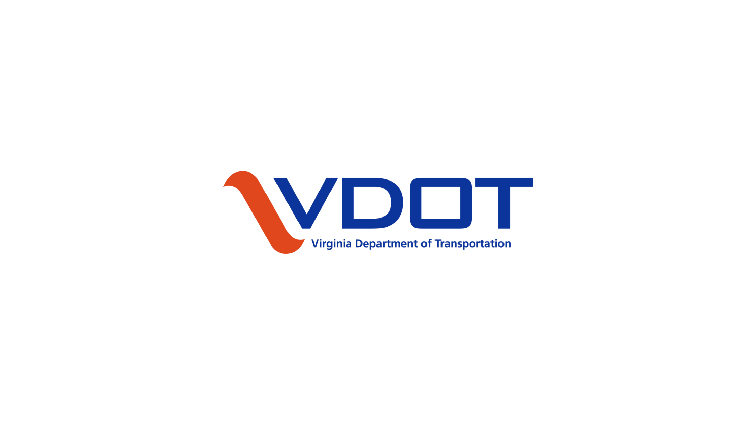VDOT

Virginia Department of Transportation